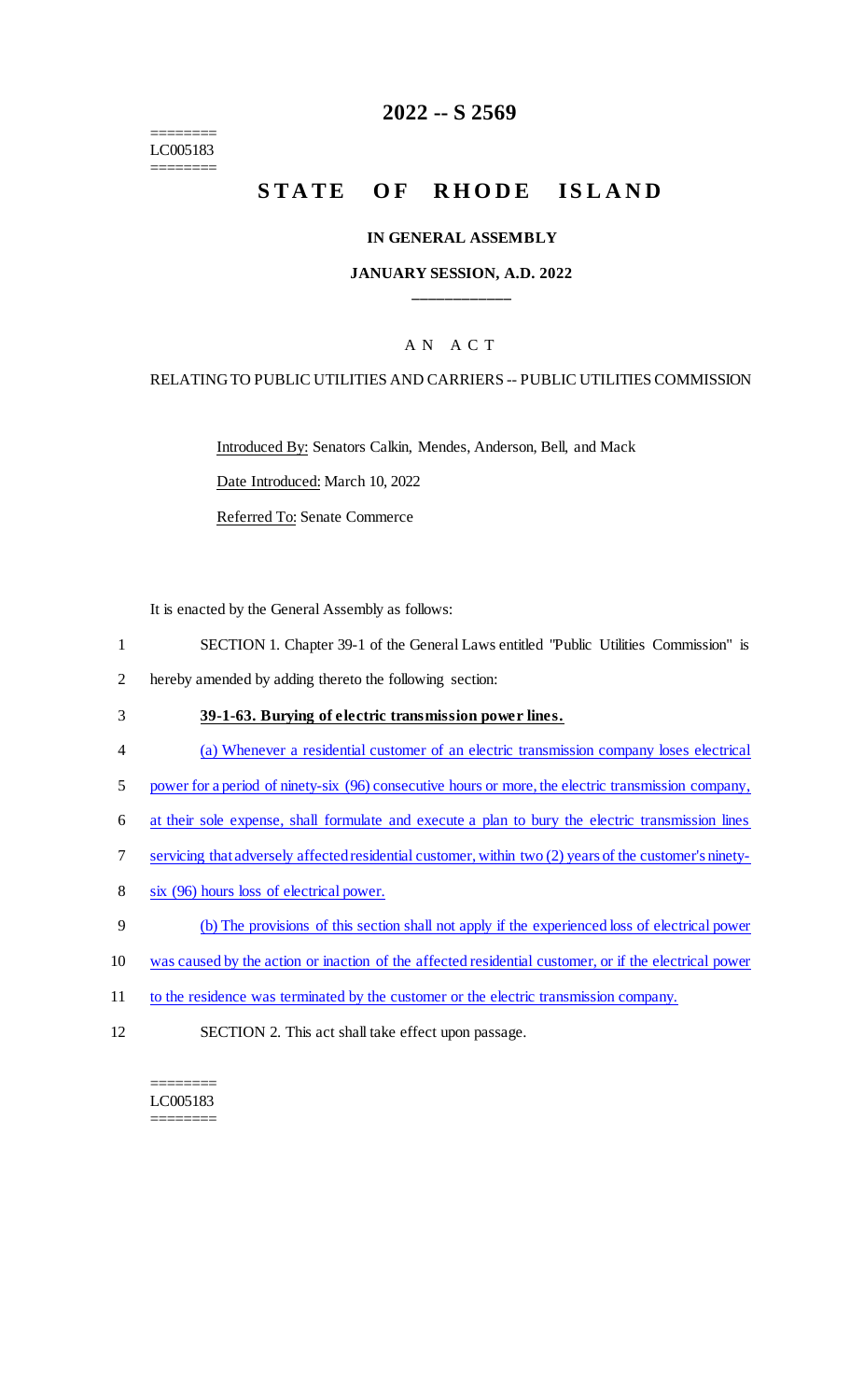========
LC005183
========

# 2022 -- S 2569

# STATE OF RHODE ISLAND

### IN GENERAL ASSEMBLY

### JANUARY SESSION, A.D. 2022

____________

A N A C T

RELATING TO PUBLIC UTILITIES AND CARRIERS -- PUBLIC UTILITIES COMMISSION

Introduced By: Senators Calkin, Mendes, Anderson, Bell, and Mack

Date Introduced: March 10, 2022

Referred To: Senate Commerce

It is enacted by the General Assembly as follows:

1 SECTION 1. Chapter 39-1 of the General Laws entitled "Public Utilities Commission" is
2 hereby amended by adding thereto the following section:

3 **39-1-63. Burying of electric transmission power lines.**

4 (a) Whenever a residential customer of an electric transmission company loses electrical
5 power for a period of ninety-six (96) consecutive hours or more, the electric transmission company,
6 at their sole expense, shall formulate and execute a plan to bury the electric transmission lines
7 servicing that adversely affected residential customer, within two (2) years of the customer's ninety-
8 six (96) hours loss of electrical power.

9 (b) The provisions of this section shall not apply if the experienced loss of electrical power
10 was caused by the action or inaction of the affected residential customer, or if the electrical power
11 to the residence was terminated by the customer or the electric transmission company.

12 SECTION 2. This act shall take effect upon passage.

========
LC005183
========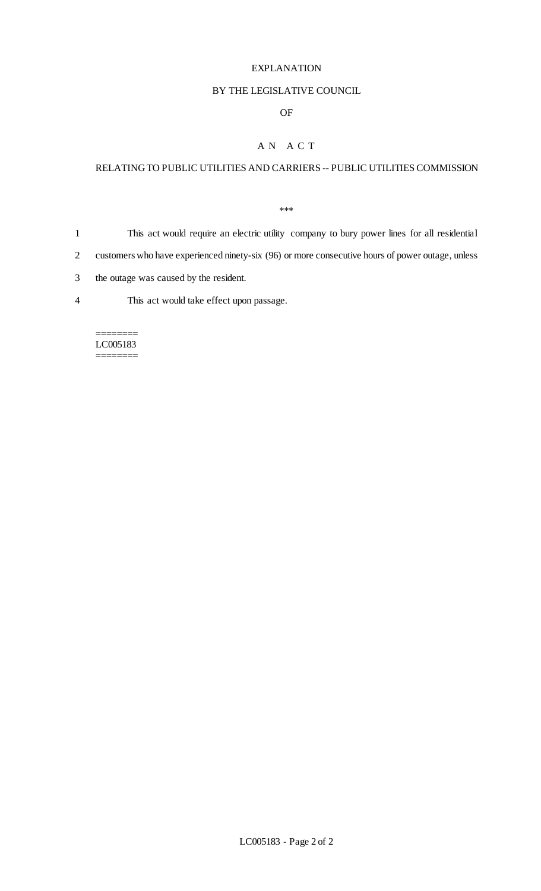EXPLANATION

BY THE LEGISLATIVE COUNCIL

OF

A N A C T

RELATING TO PUBLIC UTILITIES AND CARRIERS -- PUBLIC UTILITIES COMMISSION

\*\*\*

1 This act would require an electric utility company to bury power lines for all residential
2 customers who have experienced ninety-six (96) or more consecutive hours of power outage, unless
3 the outage was caused by the resident.

4 This act would take effect upon passage.

========
LC005183
========